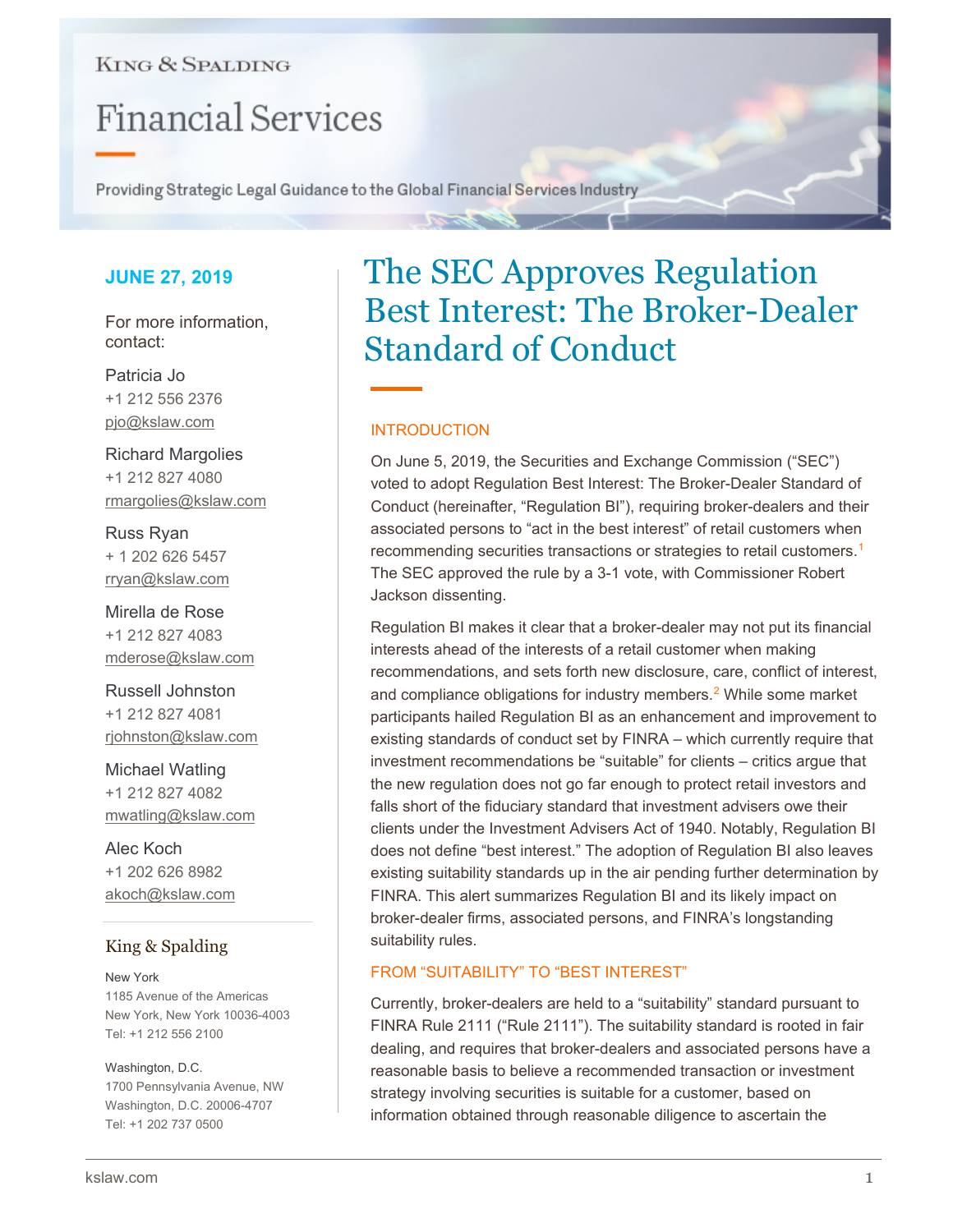King & Spalding

# Financial Services

Providing Strategic Legal Guidance to the Global Financial Services Industry

**JUNE 27, 2019**

For more information, contact:

Patricia Jo
+1 212 556 2376
pjo@kslaw.com

Richard Margolies
+1 212 827 4080
rmargolies@kslaw.com

Russ Ryan
+ 1 202 626 5457
rryan@kslaw.com

Mirella de Rose
+1 212 827 4083
mderose@kslaw.com

Russell Johnston
+1 212 827 4081
rjohnston@kslaw.com

Michael Watling
+1 212 827 4082
mwatling@kslaw.com

Alec Koch
+1 202 626 8982
akoch@kslaw.com

King & Spalding

New York
1185 Avenue of the Americas
New York, New York 10036-4003
Tel: +1 212 556 2100

Washington, D.C.
1700 Pennsylvania Avenue, NW
Washington, D.C. 20006-4707
Tel: +1 202 737 0500

# The SEC Approves Regulation Best Interest: The Broker-Dealer Standard of Conduct

## INTRODUCTION

On June 5, 2019, the Securities and Exchange Commission ("SEC") voted to adopt Regulation Best Interest: The Broker-Dealer Standard of Conduct (hereinafter, "Regulation BI"), requiring broker-dealers and their associated persons to "act in the best interest" of retail customers when recommending securities transactions or strategies to retail customers.[1] The SEC approved the rule by a 3-1 vote, with Commissioner Robert Jackson dissenting.

Regulation BI makes it clear that a broker-dealer may not put its financial interests ahead of the interests of a retail customer when making recommendations, and sets forth new disclosure, care, conflict of interest, and compliance obligations for industry members.[2] While some market participants hailed Regulation BI as an enhancement and improvement to existing standards of conduct set by FINRA – which currently require that investment recommendations be "suitable" for clients – critics argue that the new regulation does not go far enough to protect retail investors and falls short of the fiduciary standard that investment advisers owe their clients under the Investment Advisers Act of 1940. Notably, Regulation BI does not define "best interest." The adoption of Regulation BI also leaves existing suitability standards up in the air pending further determination by FINRA. This alert summarizes Regulation BI and its likely impact on broker-dealer firms, associated persons, and FINRA's longstanding suitability rules.

## FROM "SUITABILITY" TO "BEST INTEREST"

Currently, broker-dealers are held to a "suitability" standard pursuant to FINRA Rule 2111 ("Rule 2111"). The suitability standard is rooted in fair dealing, and requires that broker-dealers and associated persons have a reasonable basis to believe a recommended transaction or investment strategy involving securities is suitable for a customer, based on information obtained through reasonable diligence to ascertain the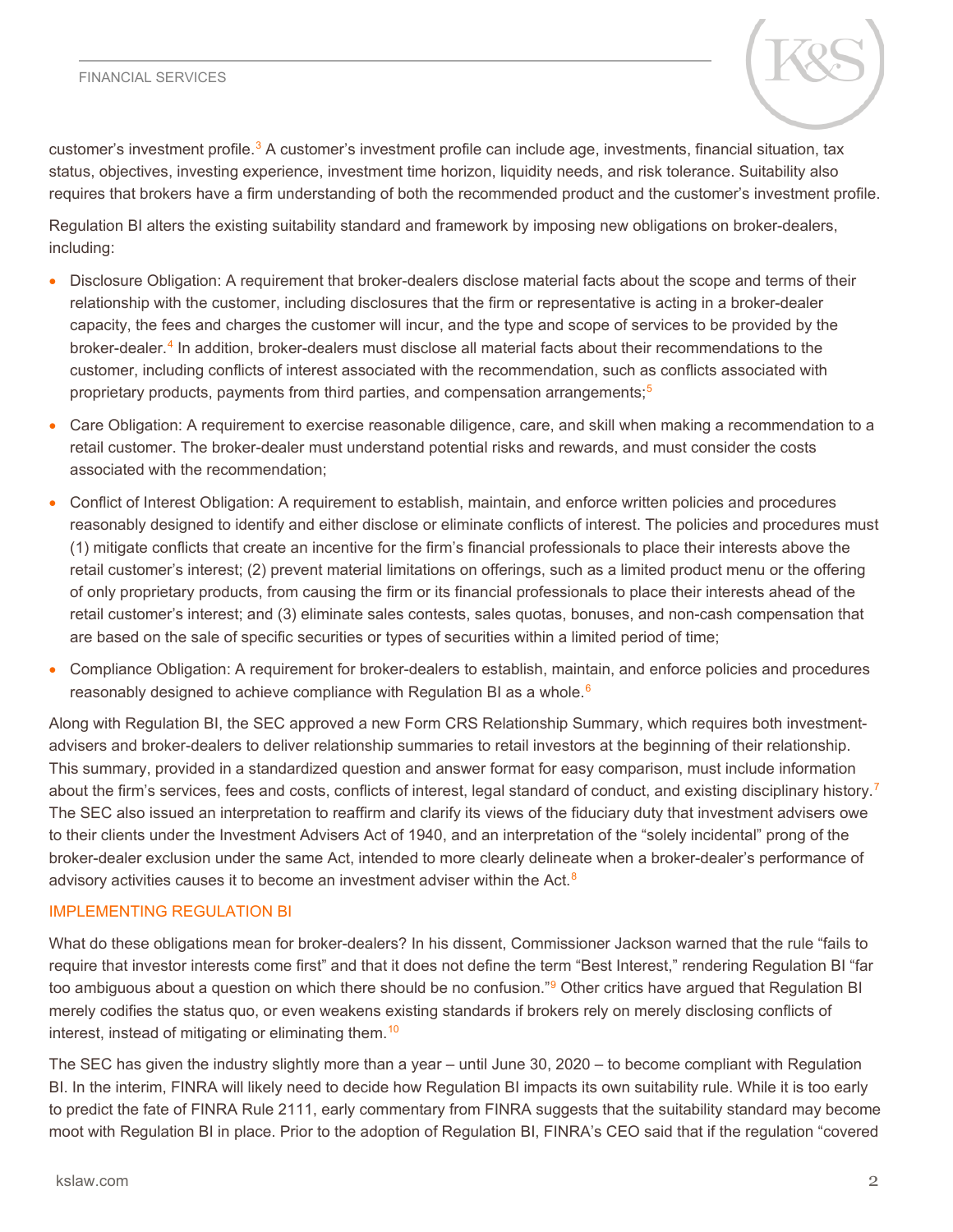customer's investment profile.[3] A customer's investment profile can include age, investments, financial situation, tax status, objectives, investing experience, investment time horizon, liquidity needs, and risk tolerance. Suitability also requires that brokers have a firm understanding of both the recommended product and the customer's investment profile.

Regulation BI alters the existing suitability standard and framework by imposing new obligations on broker-dealers, including:

- Disclosure Obligation: A requirement that broker-dealers disclose material facts about the scope and terms of their relationship with the customer, including disclosures that the firm or representative is acting in a broker-dealer capacity, the fees and charges the customer will incur, and the type and scope of services to be provided by the broker-dealer.[4] In addition, broker-dealers must disclose all material facts about their recommendations to the customer, including conflicts of interest associated with the recommendation, such as conflicts associated with proprietary products, payments from third parties, and compensation arrangements;[5]
- Care Obligation: A requirement to exercise reasonable diligence, care, and skill when making a recommendation to a retail customer. The broker-dealer must understand potential risks and rewards, and must consider the costs associated with the recommendation;
- Conflict of Interest Obligation: A requirement to establish, maintain, and enforce written policies and procedures reasonably designed to identify and either disclose or eliminate conflicts of interest. The policies and procedures must (1) mitigate conflicts that create an incentive for the firm's financial professionals to place their interests above the retail customer's interest; (2) prevent material limitations on offerings, such as a limited product menu or the offering of only proprietary products, from causing the firm or its financial professionals to place their interests ahead of the retail customer's interest; and (3) eliminate sales contests, sales quotas, bonuses, and non-cash compensation that are based on the sale of specific securities or types of securities within a limited period of time;
- Compliance Obligation: A requirement for broker-dealers to establish, maintain, and enforce policies and procedures reasonably designed to achieve compliance with Regulation BI as a whole.[6]

Along with Regulation BI, the SEC approved a new Form CRS Relationship Summary, which requires both investment-advisers and broker-dealers to deliver relationship summaries to retail investors at the beginning of their relationship. This summary, provided in a standardized question and answer format for easy comparison, must include information about the firm's services, fees and costs, conflicts of interest, legal standard of conduct, and existing disciplinary history.[7] The SEC also issued an interpretation to reaffirm and clarify its views of the fiduciary duty that investment advisers owe to their clients under the Investment Advisers Act of 1940, and an interpretation of the "solely incidental" prong of the broker-dealer exclusion under the same Act, intended to more clearly delineate when a broker-dealer's performance of advisory activities causes it to become an investment adviser within the Act.[8]

## IMPLEMENTING REGULATION BI

What do these obligations mean for broker-dealers? In his dissent, Commissioner Jackson warned that the rule "fails to require that investor interests come first" and that it does not define the term "Best Interest," rendering Regulation BI "far too ambiguous about a question on which there should be no confusion."[9] Other critics have argued that Regulation BI merely codifies the status quo, or even weakens existing standards if brokers rely on merely disclosing conflicts of interest, instead of mitigating or eliminating them.[10]

The SEC has given the industry slightly more than a year – until June 30, 2020 – to become compliant with Regulation BI. In the interim, FINRA will likely need to decide how Regulation BI impacts its own suitability rule. While it is too early to predict the fate of FINRA Rule 2111, early commentary from FINRA suggests that the suitability standard may become moot with Regulation BI in place. Prior to the adoption of Regulation BI, FINRA's CEO said that if the regulation "covered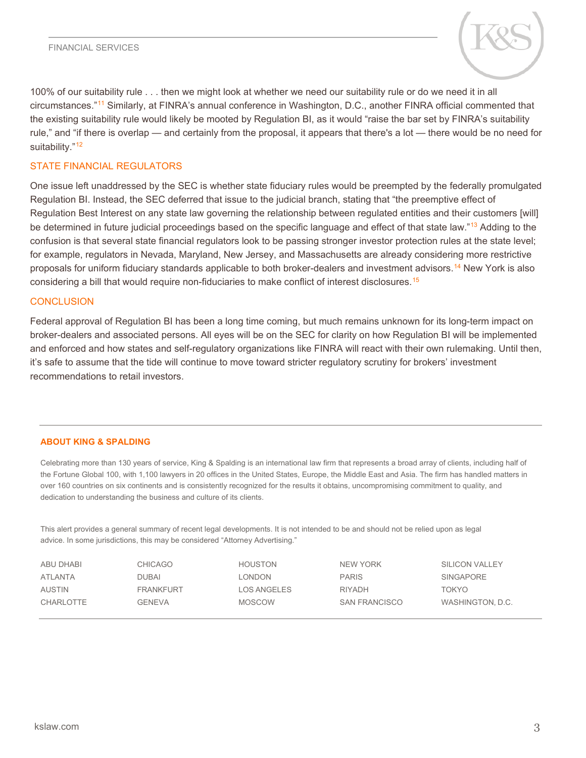100% of our suitability rule . . . then we might look at whether we need our suitability rule or do we need it in all circumstances."[11] Similarly, at FINRA's annual conference in Washington, D.C., another FINRA official commented that the existing suitability rule would likely be mooted by Regulation BI, as it would "raise the bar set by FINRA's suitability rule," and "if there is overlap — and certainly from the proposal, it appears that there's a lot — there would be no need for suitability."[12]

## STATE FINANCIAL REGULATORS

One issue left unaddressed by the SEC is whether state fiduciary rules would be preempted by the federally promulgated Regulation BI. Instead, the SEC deferred that issue to the judicial branch, stating that "the preemptive effect of Regulation Best Interest on any state law governing the relationship between regulated entities and their customers [will] be determined in future judicial proceedings based on the specific language and effect of that state law."[13] Adding to the confusion is that several state financial regulators look to be passing stronger investor protection rules at the state level; for example, regulators in Nevada, Maryland, New Jersey, and Massachusetts are already considering more restrictive proposals for uniform fiduciary standards applicable to both broker-dealers and investment advisors.[14] New York is also considering a bill that would require non-fiduciaries to make conflict of interest disclosures.[15]

## CONCLUSION

Federal approval of Regulation BI has been a long time coming, but much remains unknown for its long-term impact on broker-dealers and associated persons. All eyes will be on the SEC for clarity on how Regulation BI will be implemented and enforced and how states and self-regulatory organizations like FINRA will react with their own rulemaking. Until then, it's safe to assume that the tide will continue to move toward stricter regulatory scrutiny for brokers' investment recommendations to retail investors.

---

**ABOUT KING & SPALDING**

Celebrating more than 130 years of service, King & Spalding is an international law firm that represents a broad array of clients, including half of the Fortune Global 100, with 1,100 lawyers in 20 offices in the United States, Europe, the Middle East and Asia. The firm has handled matters in over 160 countries on six continents and is consistently recognized for the results it obtains, uncompromising commitment to quality, and dedication to understanding the business and culture of its clients.

This alert provides a general summary of recent legal developments. It is not intended to be and should not be relied upon as legal advice. In some jurisdictions, this may be considered "Attorney Advertising."

| | | | | |
|---|---|---|---|---|
| ABU DHABI | CHICAGO | HOUSTON | NEW YORK | SILICON VALLEY |
| ATLANTA | DUBAI | LONDON | PARIS | SINGAPORE |
| AUSTIN | FRANKFURT | LOS ANGELES | RIYADH | TOKYO |
| CHARLOTTE | GENEVA | MOSCOW | SAN FRANCISCO | WASHINGTON, D.C. |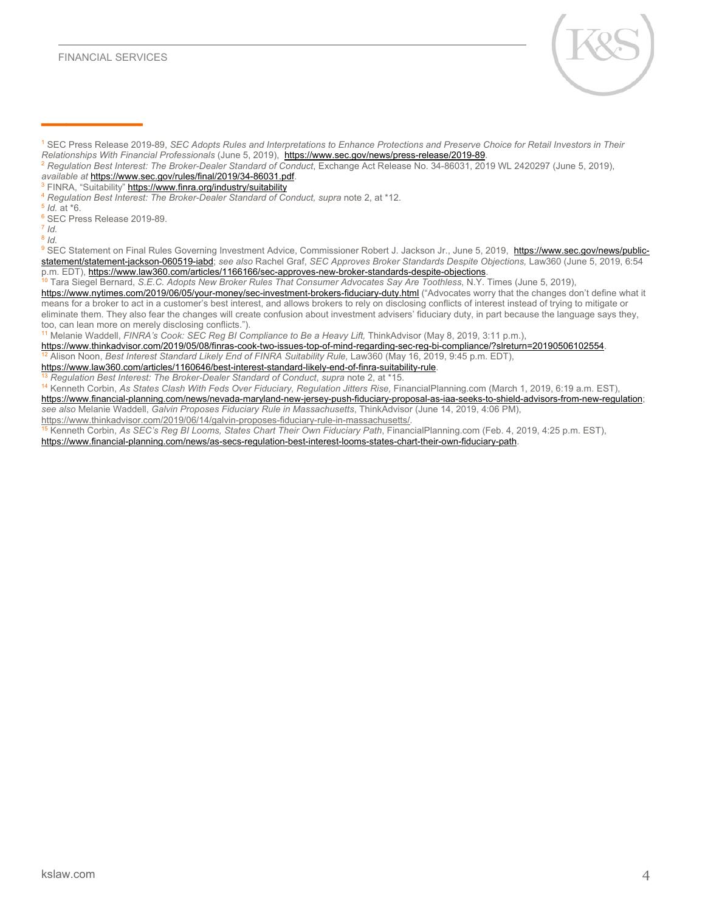[1] SEC Press Release 2019-89, *SEC Adopts Rules and Interpretations to Enhance Protections and Preserve Choice for Retail Investors in Their Relationships With Financial Professionals* (June 5, 2019), https://www.sec.gov/news/press-release/2019-89.

[2] *Regulation Best Interest: The Broker-Dealer Standard of Conduct*, Exchange Act Release No. 34-86031, 2019 WL 2420297 (June 5, 2019), *available at* https://www.sec.gov/rules/final/2019/34-86031.pdf.

[3] FINRA, "Suitability" https://www.finra.org/industry/suitability

[4] *Regulation Best Interest: The Broker-Dealer Standard of Conduct, supra* note 2, at *12.

[5] *Id.* at *6.

[6] SEC Press Release 2019-89.

[7] *Id.*

[8] *Id.*

[9] SEC Statement on Final Rules Governing Investment Advice, Commissioner Robert J. Jackson Jr., June 5, 2019, https://www.sec.gov/news/public-statement/statement-jackson-060519-iabd; *see also* Rachel Graf, *SEC Approves Broker Standards Despite Objections,* Law360 (June 5, 2019, 6:54 p.m. EDT), https://www.law360.com/articles/1166166/sec-approves-new-broker-standards-despite-objections.

[10] Tara Siegel Bernard, *S.E.C. Adopts New Broker Rules That Consumer Advocates Say Are Toothless,* N.Y. Times (June 5, 2019), https://www.nytimes.com/2019/06/05/your-money/sec-investment-brokers-fiduciary-duty.html ("Advocates worry that the changes don't define what it means for a broker to act in a customer's best interest, and allows brokers to rely on disclosing conflicts of interest instead of trying to mitigate or eliminate them. They also fear the changes will create confusion about investment advisers' fiduciary duty, in part because the language says they, too, can lean more on merely disclosing conflicts.").

[11] Melanie Waddell, *FINRA's Cook: SEC Reg BI Compliance to Be a Heavy Lift,* ThinkAdvisor (May 8, 2019, 3:11 p.m.), https://www.thinkadvisor.com/2019/05/08/finras-cook-two-issues-top-of-mind-regarding-sec-reg-bi-compliance/?slreturn=20190506102554.

[12] Alison Noon, *Best Interest Standard Likely End of FINRA Suitability Rule*, Law360 (May 16, 2019, 9:45 p.m. EDT), https://www.law360.com/articles/1160646/best-interest-standard-likely-end-of-finra-suitability-rule.

[13] *Regulation Best Interest: The Broker-Dealer Standard of Conduct*, *supra* note 2, at *15.

[14] Kenneth Corbin, *As States Clash With Feds Over Fiduciary, Regulation Jitters Rise,* FinancialPlanning.com (March 1, 2019, 6:19 a.m. EST), https://www.financial-planning.com/news/nevada-maryland-new-jersey-push-fiduciary-proposal-as-iaa-seeks-to-shield-advisors-from-new-regulation; *see also* Melanie Waddell, *Galvin Proposes Fiduciary Rule in Massachusetts*, ThinkAdvisor (June 14, 2019, 4:06 PM), https://www.thinkadvisor.com/2019/06/14/galvin-proposes-fiduciary-rule-in-massachusetts/.

[15] Kenneth Corbin, *As SEC's Reg BI Looms, States Chart Their Own Fiduciary Path*, FinancialPlanning.com (Feb. 4, 2019, 4:25 p.m. EST), https://www.financial-planning.com/news/as-secs-regulation-best-interest-looms-states-chart-their-own-fiduciary-path.